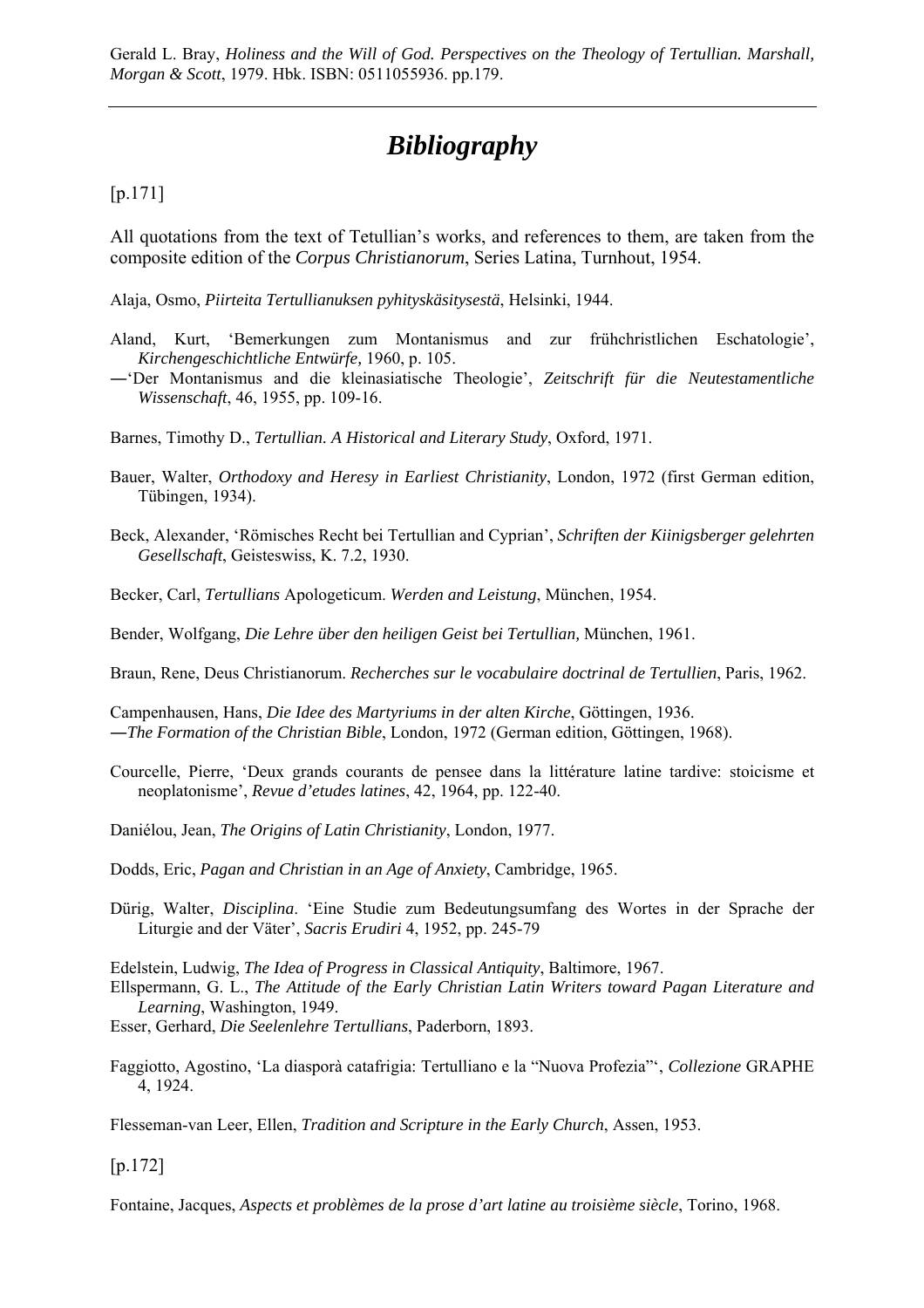Gerald L. Bray, *Holiness and the Will of God. Perspectives on the Theology of Tertullian. Marshall, Morgan & Scott*, 1979. Hbk. ISBN: 0511055936. pp.179.

---

# *Bibliography*

[p.171]

All quotations from the text of Tetullian's works, and references to them, are taken from the composite edition of the *Corpus Christianorum*, Series Latina, Turnhout, 1954.

Alaja, Osmo, *Piirteita Tertullianuksen pyhityskäsitysestä*, Helsinki, 1944.

Aland, Kurt, 'Bemerkungen zum Montanismus and zur frühchristlichen Eschatologie', *Kirchengeschichtliche Entwürfe,* 1960, p. 105.
—'Der Montanismus and die kleinasiatische Theologie', *Zeitschrift für die Neutestamentliche Wissenschaft*, 46, 1955, pp. 109-16.

Barnes, Timothy D., *Tertullian. A Historical and Literary Study*, Oxford, 1971.

Bauer, Walter, *Orthodoxy and Heresy in Earliest Christianity*, London, 1972 (first German edition, Tübingen, 1934).

Beck, Alexander, 'Römisches Recht bei Tertullian and Cyprian', *Schriften der Kiinigsberger gelehrten Gesellschaft*, Geisteswiss, K. 7.2, 1930.

Becker, Carl, *Tertullians* Apologeticum. *Werden and Leistung*, München, 1954.

Bender, Wolfgang, *Die Lehre über den heiligen Geist bei Tertullian,* München, 1961.

Braun, Rene, Deus Christianorum. *Recherches sur le vocabulaire doctrinal de Tertullien*, Paris, 1962.

Campenhausen, Hans, *Die Idee des Martyriums in der alten Kirche*, Göttingen, 1936.
—*The Formation of the Christian Bible*, London, 1972 (German edition, Göttingen, 1968).

Courcelle, Pierre, 'Deux grands courants de pensee dans la littérature latine tardive: stoicisme et neoplatonisme', *Revue d'etudes latines*, 42, 1964, pp. 122-40.

Daniélou, Jean, *The Origins of Latin Christianity*, London, 1977.

Dodds, Eric, *Pagan and Christian in an Age of Anxiety*, Cambridge, 1965.

Dürig, Walter, *Disciplina*. 'Eine Studie zum Bedeutungsumfang des Wortes in der Sprache der Liturgie and der Väter', *Sacris Erudiri* 4, 1952, pp. 245-79

Edelstein, Ludwig, *The Idea of Progress in Classical Antiquity*, Baltimore, 1967.
Ellspermann, G. L., *The Attitude of the Early Christian Latin Writers toward Pagan Literature and Learning*, Washington, 1949.
Esser, Gerhard, *Die Seelenlehre Tertullians*, Paderborn, 1893.

Faggiotto, Agostino, 'La diasporà catafrigia: Tertulliano e la "Nuova Profezia"', *Collezione* GRAPHE 4, 1924.

Flesseman-van Leer, Ellen, *Tradition and Scripture in the Early Church*, Assen, 1953.

[p.172]

Fontaine, Jacques, *Aspects et problèmes de la prose d'art latine au troisième siècle*, Torino, 1968.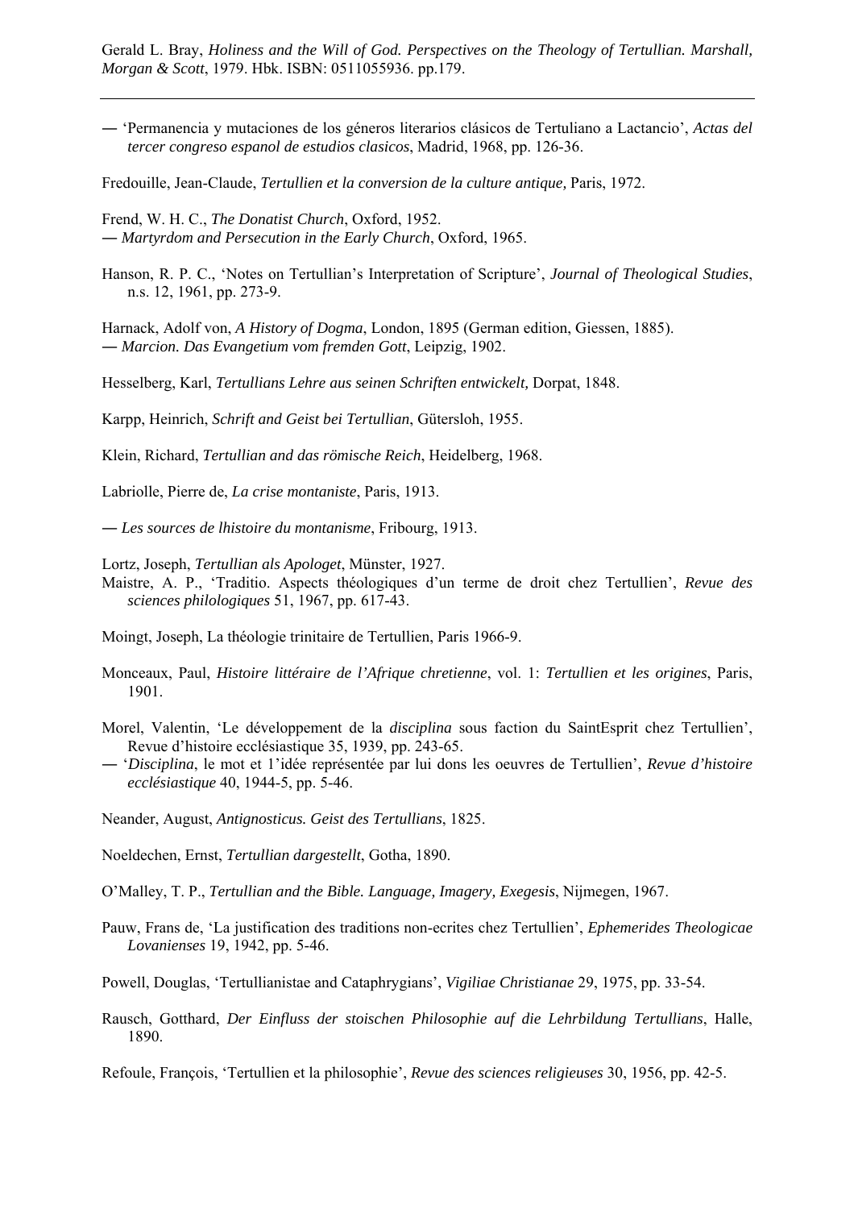— ‘Permanencia y mutaciones de los géneros literarios clásicos de Tertuliano a Lactancio’, *Actas del tercer congreso espanol de estudios clasicos*, Madrid, 1968, pp. 126-36.

Fredouille, Jean-Claude, *Tertullien et la conversion de la culture antique,* Paris, 1972.

Frend, W. H. C., *The Donatist Church*, Oxford, 1952.
— *Martyrdom and Persecution in the Early Church*, Oxford, 1965.

Hanson, R. P. C., ‘Notes on Tertullian’s Interpretation of Scripture’, *Journal of Theological Studies*, n.s. 12, 1961, pp. 273-9.

Harnack, Adolf von, *A History of Dogma*, London, 1895 (German edition, Giessen, 1885).
— *Marcion. Das Evangetium vom fremden Gott*, Leipzig, 1902.

Hesselberg, Karl, *Tertullians Lehre aus seinen Schriften entwickelt,* Dorpat, 1848.

Karpp, Heinrich, *Schrift and Geist bei Tertullian*, Gütersloh, 1955.

Klein, Richard, *Tertullian and das römische Reich*, Heidelberg, 1968.

Labriolle, Pierre de, *La crise montaniste*, Paris, 1913.

— *Les sources de lhistoire du montanisme*, Fribourg, 1913.

Lortz, Joseph, *Tertullian als Apologet*, Münster, 1927.
Maistre, A. P., ‘Traditio. Aspects théologiques d’un terme de droit chez Tertullien’, *Revue des sciences philologiques* 51, 1967, pp. 617-43.

Moingt, Joseph, La théologie trinitaire de Tertullien, Paris 1966-9.

Monceaux, Paul, *Histoire littéraire de l’Afrique chretienne*, vol. 1: *Tertullien et les origines*, Paris, 1901.

Morel, Valentin, ‘Le développement de la *disciplina* sous faction du SaintEsprit chez Tertullien’, Revue d’histoire ecclésiastique 35, 1939, pp. 243-65.
— ‘*Disciplina*, le mot et 1’idée représentée par lui dons les oeuvres de Tertullien’, *Revue d’histoire ecclésiastique* 40, 1944-5, pp. 5-46.

Neander, August, *Antignosticus. Geist des Tertullians*, 1825.

Noeldechen, Ernst, *Tertullian dargestellt*, Gotha, 1890.

O’Malley, T. P., *Tertullian and the Bible. Language, Imagery, Exegesis*, Nijmegen, 1967.

Pauw, Frans de, ‘La justification des traditions non-ecrites chez Tertullien’, *Ephemerides Theologicae Lovanienses* 19, 1942, pp. 5-46.

Powell, Douglas, ‘Tertullianistae and Cataphrygians’, *Vigiliae Christianae* 29, 1975, pp. 33-54.

Rausch, Gotthard, *Der Einfluss der stoischen Philosophie auf die Lehrbildung Tertullians*, Halle, 1890.

Refoule, François, ‘Tertullien et la philosophie’, *Revue des sciences religieuses* 30, 1956, pp. 42-5.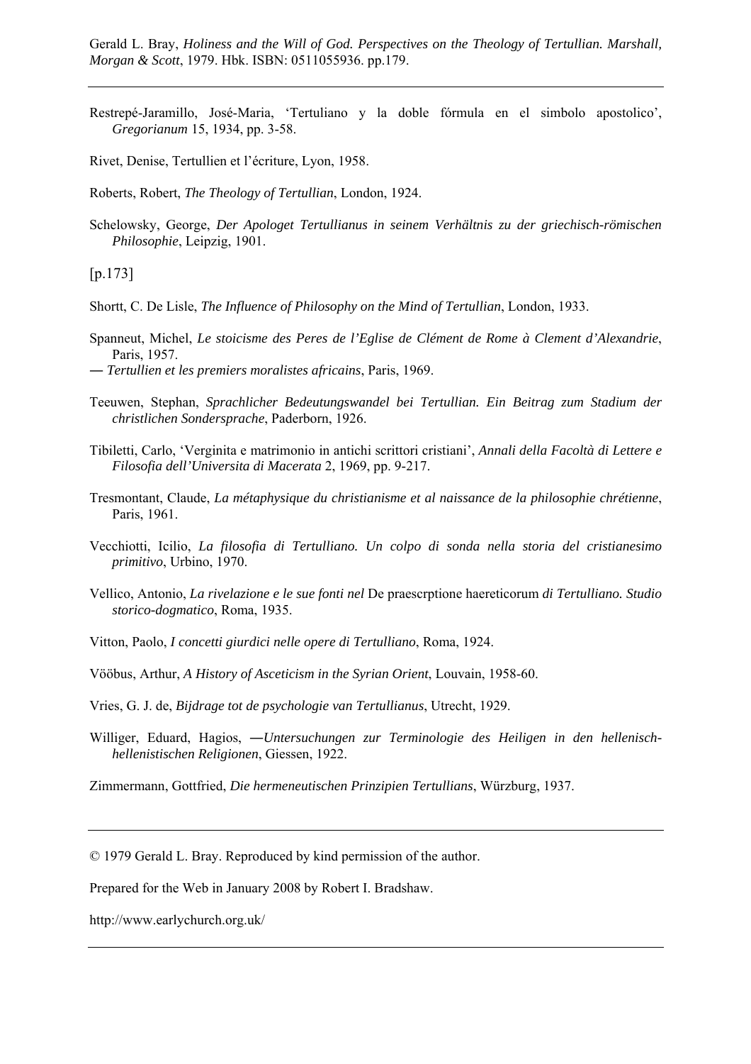Restrepé-Jaramillo, José-Maria, 'Tertuliano y la doble fórmula en el simbolo apostolico', *Gregorianum* 15, 1934, pp. 3-58.

Rivet, Denise, Tertullien et l'écriture, Lyon, 1958.

Roberts, Robert, *The Theology of Tertullian*, London, 1924.

Schelowsky, George, *Der Apologet Tertullianus in seinem Verhältnis zu der griechisch-römischen Philosophie*, Leipzig, 1901.

[p.173]

Shortt, C. De Lisle, *The Influence of Philosophy on the Mind of Tertullian*, London, 1933.

Spanneut, Michel, *Le stoicisme des Peres de l'Eglise de Clément de Rome à Clement d'Alexandrie*, Paris, 1957.
― *Tertullien et les premiers moralistes africains*, Paris, 1969.

Teeuwen, Stephan, *Sprachlicher Bedeutungswandel bei Tertullian. Ein Beitrag zum Stadium der christlichen Sondersprache*, Paderborn, 1926.

Tibiletti, Carlo, 'Verginita e matrimonio in antichi scrittori cristiani', *Annali della Facoltà di Lettere e Filosofia dell'Universita di Macerata* 2, 1969, pp. 9-217.

Tresmontant, Claude, *La métaphysique du christianisme et al naissance de la philosophie chrétienne*, Paris, 1961.

Vecchiotti, Icilio, *La filosofia di Tertulliano. Un colpo di sonda nella storia del cristianesimo primitivo*, Urbino, 1970.

Vellico, Antonio, *La rivelazione e le sue fonti nel* De praescrptione haereticorum *di Tertulliano. Studio storico-dogmatico*, Roma, 1935.

Vitton, Paolo, *I concetti giurdici nelle opere di Tertulliano*, Roma, 1924.

Vööbus, Arthur, *A History of Asceticism in the Syrian Orient*, Louvain, 1958-60.

Vries, G. J. de, *Bijdrage tot de psychologie van Tertullianus*, Utrecht, 1929.

Williger, Eduard, Hagios, ―*Untersuchungen zur Terminologie des Heiligen in den hellenisch-hellenistischen Religionen*, Giessen, 1922.

Zimmermann, Gottfried, *Die hermeneutischen Prinzipien Tertullians*, Würzburg, 1937.

---

© 1979 Gerald L. Bray. Reproduced by kind permission of the author.

Prepared for the Web in January 2008 by Robert I. Bradshaw.

http://www.earlychurch.org.uk/